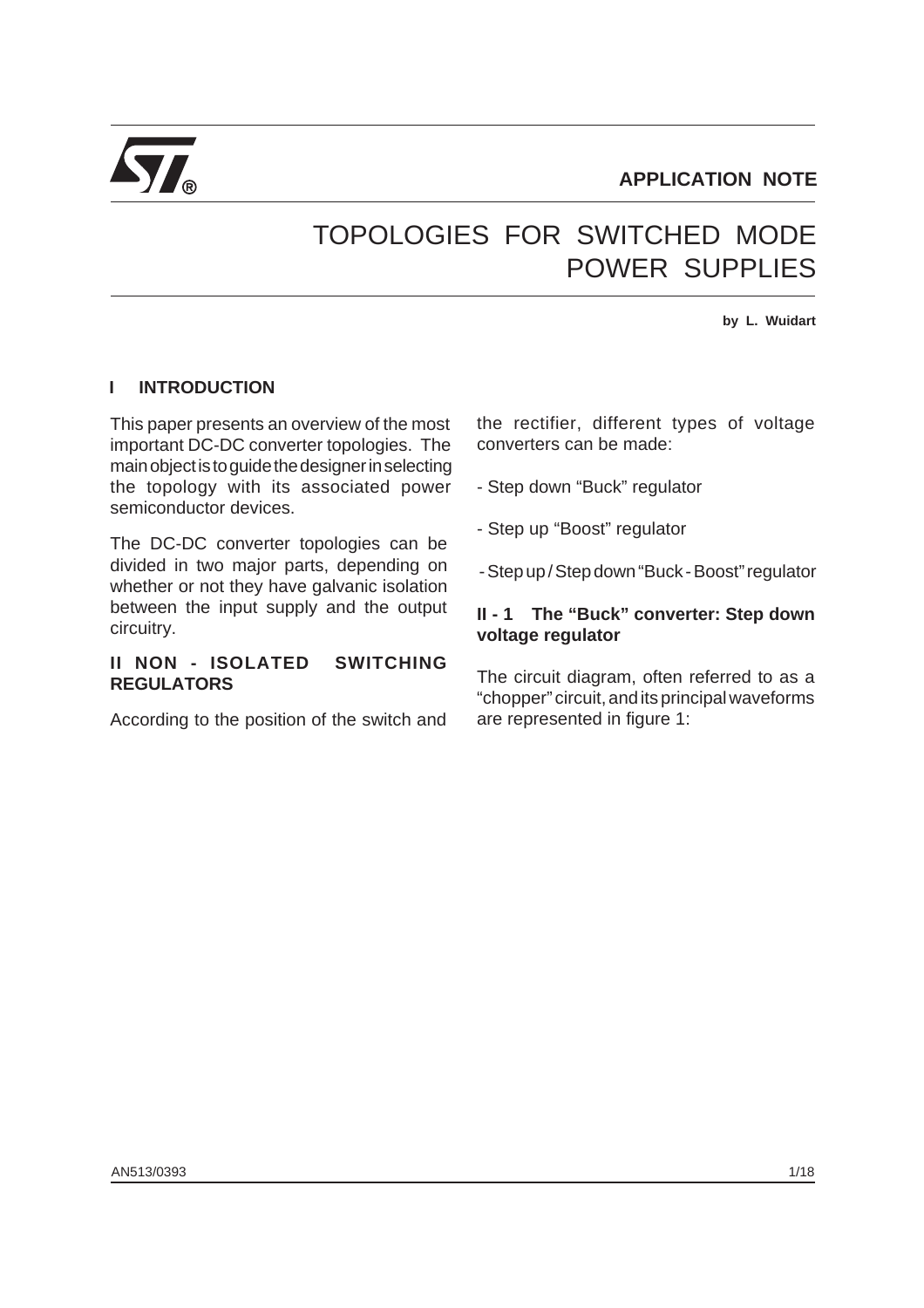APPLICATION NOTE

# TOPOLOGIES FOR SWITCHED MODE POWER SUPPLIES

**by L. Wuidart**

## I INTRODUCTION

This paper presents an overview of the most important DC-DC converter topologies. The main object is to guide the designer in selecting the topology with its associated power semiconductor devices.

The DC-DC converter topologies can be divided in two major parts, depending on whether or not they have galvanic isolation between the input supply and the output circuitry.

## II NON - ISOLATED SWITCHING REGULATORS

According to the position of the switch and the rectifier, different types of voltage converters can be made:

- Step down "Buck" regulator
- Step up "Boost" regulator
- Step up / Step down "Buck - Boost" regulator

### II - 1 The "Buck" converter: Step down voltage regulator

The circuit diagram, often referred to as a "chopper" circuit, and its principal waveforms are represented in figure 1: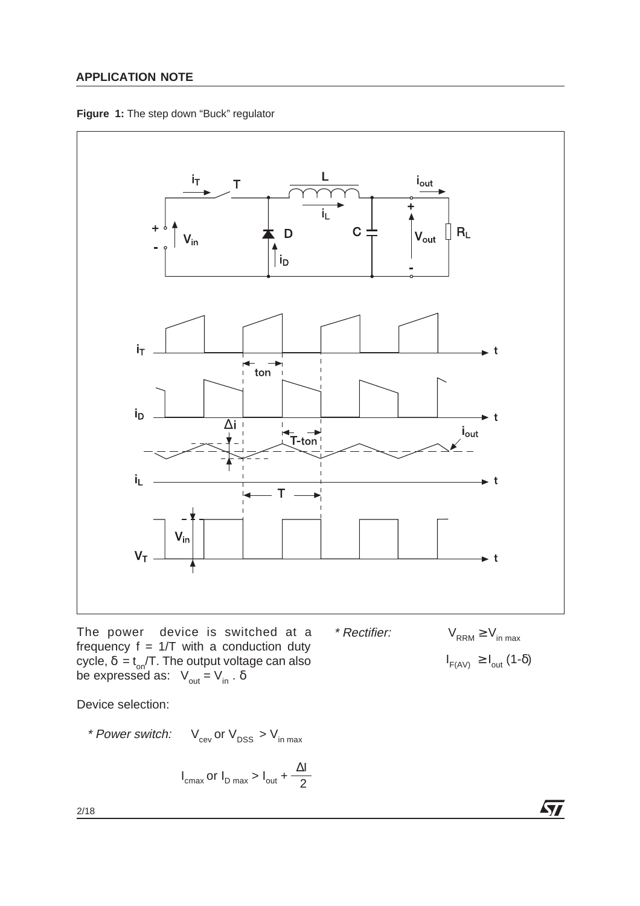**Figure 1:** The step down "Buck" regulator

The power device is switched at a frequency $f = 1/T$ with a conduction duty cycle, $\delta = t_{on}/T$. The output voltage can also be expressed as: $V_{out} = V_{in} \cdot \delta$

Device selection:

*\* Power switch:* $V_{cev}$ or $V_{DSS} > V_{in\ max}$

$$I_{cmax} \text{ or } I_{D\ max} > I_{out} + \frac{\Delta I}{2}$$

*\* Rectifier:* $V_{RRM} \geq V_{in\ max}$

$$I_{F(AV)} \geq I_{out}\,(1-\delta)$$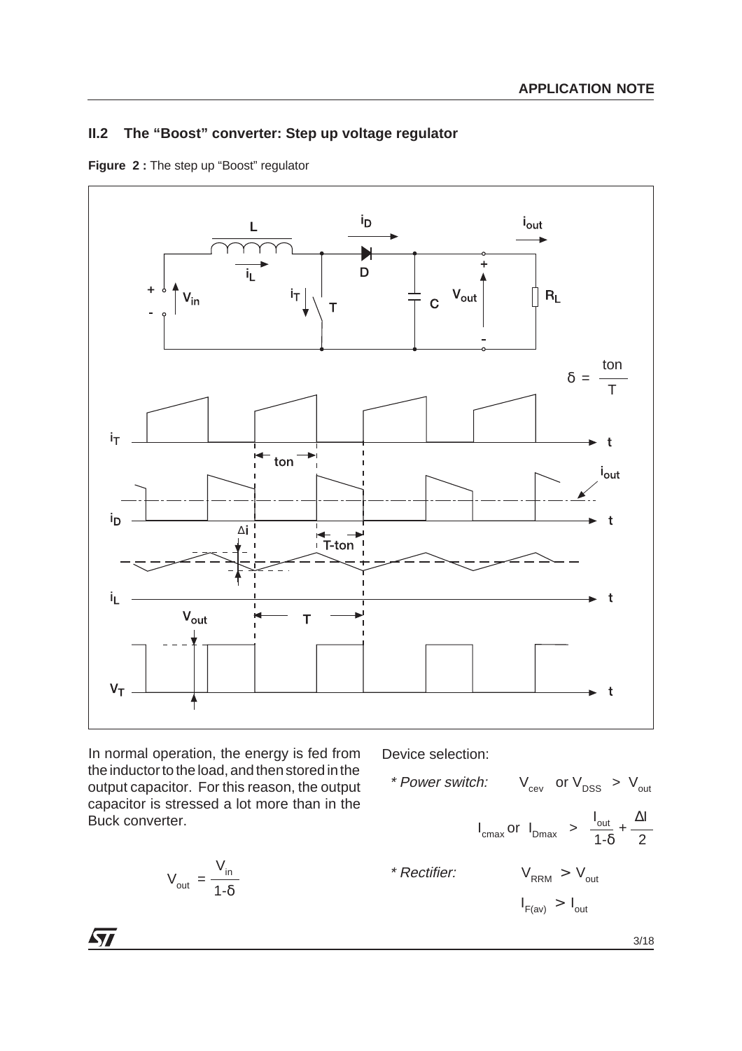## II.2 The “Boost” converter: Step up voltage regulator

**Figure 2 :** The step up “Boost” regulator

In normal operation, the energy is fed from the inductor to the load, and then stored in the output capacitor. For this reason, the output capacitor is stressed a lot more than in the Buck converter.

$$V_{out} = \frac{V_{in}}{1-\delta}$$

Device selection:

*\* Power switch:* $V_{cev}$ or $V_{DSS} > V_{out}$

$$I_{cmax} \text{ or } I_{Dmax} > \frac{I_{out}}{1-\delta} + \frac{\Delta I}{2}$$

*\* Rectifier:* $V_{RRM} > V_{out}$

$$I_{F(av)} > I_{out}$$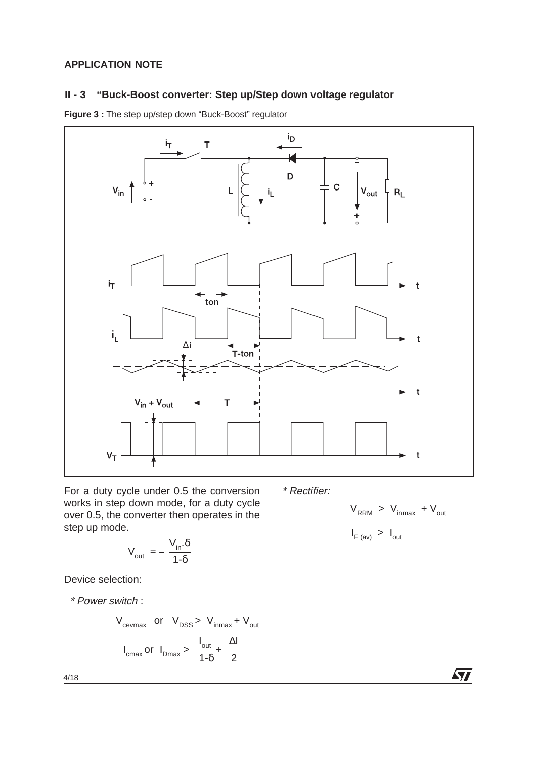## II - 3 "Buck-Boost converter: Step up/Step down voltage regulator

**Figure 3 :** The step up/step down "Buck-Boost" regulator

For a duty cycle under 0.5 the conversion works in step down mode, for a duty cycle over 0.5, the converter then operates in the step up mode.

$$V_{out} = -\frac{V_{in}.\delta}{1\text{-}\delta}$$

Device selection:

*\* Power switch* :

$$V_{cevmax} \text{ or } V_{DSS} > V_{inmax} + V_{out}$$

$$I_{cmax} \text{ or } I_{Dmax} > \frac{I_{out}}{1\text{-}\delta} + \frac{\Delta I}{2}$$

*\* Rectifier:*

$$V_{RRM} > V_{inmax} + V_{out}$$

$$I_{F\,(av)} > I_{out}$$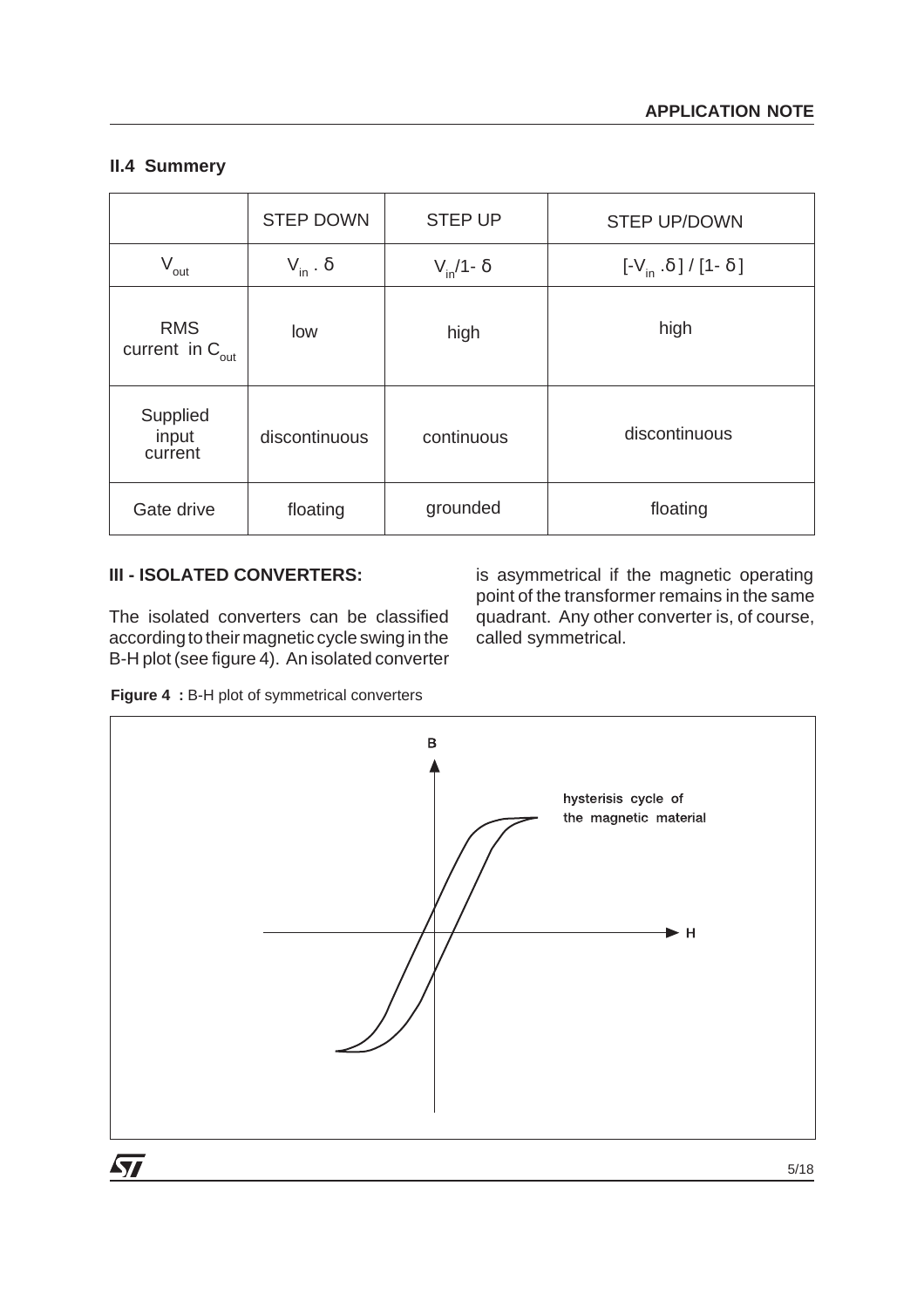## II.4 Summery

| | STEP DOWN | STEP UP | STEP UP/DOWN |
|---|---|---|---|
| $V_{out}$ | $V_{in} . \delta$ | $V_{in}/1- \delta$ | $[-V_{in} .\delta] / [1- \delta]$ |
| RMS current in $C_{out}$ | low | high | high |
| Supplied input current | discontinuous | continuous | discontinuous |
| Gate drive | floating | grounded | floating |

## III - ISOLATED CONVERTERS:

The isolated converters can be classified according to their magnetic cycle swing in the B-H plot (see figure 4). An isolated converter is asymmetrical if the magnetic operating point of the transformer remains in the same quadrant. Any other converter is, of course, called symmetrical.

**Figure 4 :** B-H plot of symmetrical converters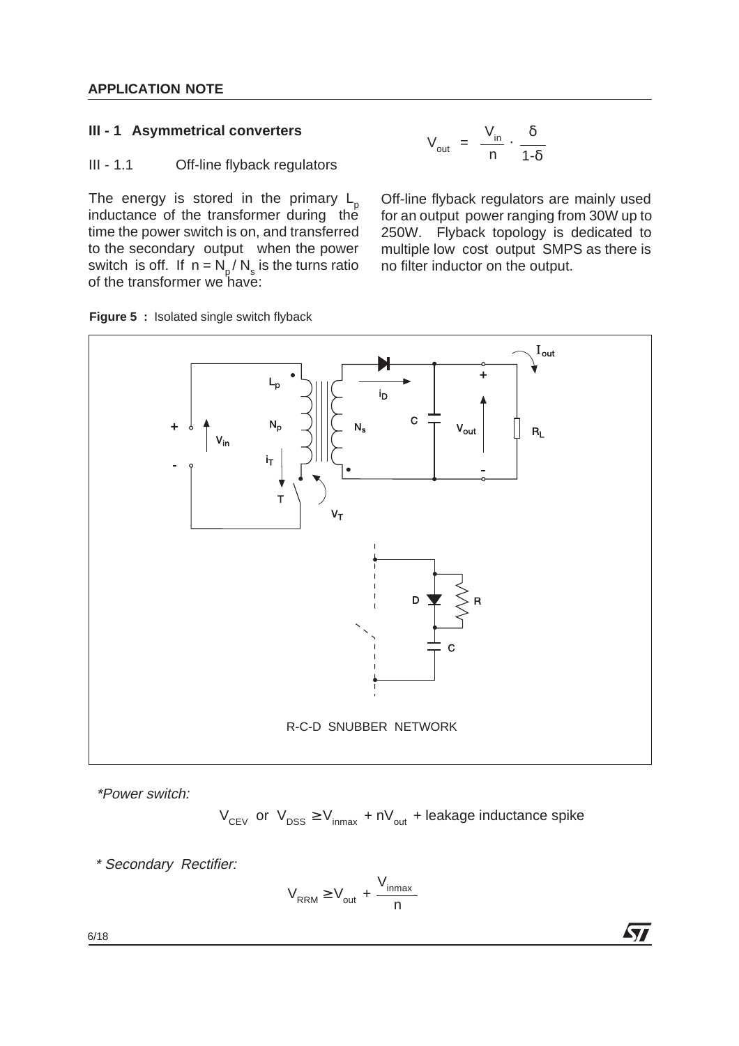## III - 1 Asymmetrical converters

### III - 1.1 Off-line flyback regulators

The energy is stored in the primary $L_p$ inductance of the transformer during the time the power switch is on, and transferred to the secondary output when the power switch is off. If $n = N_p / N_s$ is the turns ratio of the transformer we have:

$$V_{out} = \frac{V_{in}}{n} \cdot \frac{\delta}{1-\delta}$$

Off-line flyback regulators are mainly used for an output power ranging from 30W up to 250W. Flyback topology is dedicated to multiple low cost output SMPS as there is no filter inductor on the output.

**Figure 5 :** Isolated single switch flyback

R-C-D SNUBBER NETWORK

*\*Power switch:*

$$V_{CEV} \text{ or } V_{DSS} \geq V_{inmax} + nV_{out} + \text{leakage inductance spike}$$

*\* Secondary Rectifier:*

$$V_{RRM} \geq V_{out} + \frac{V_{inmax}}{n}$$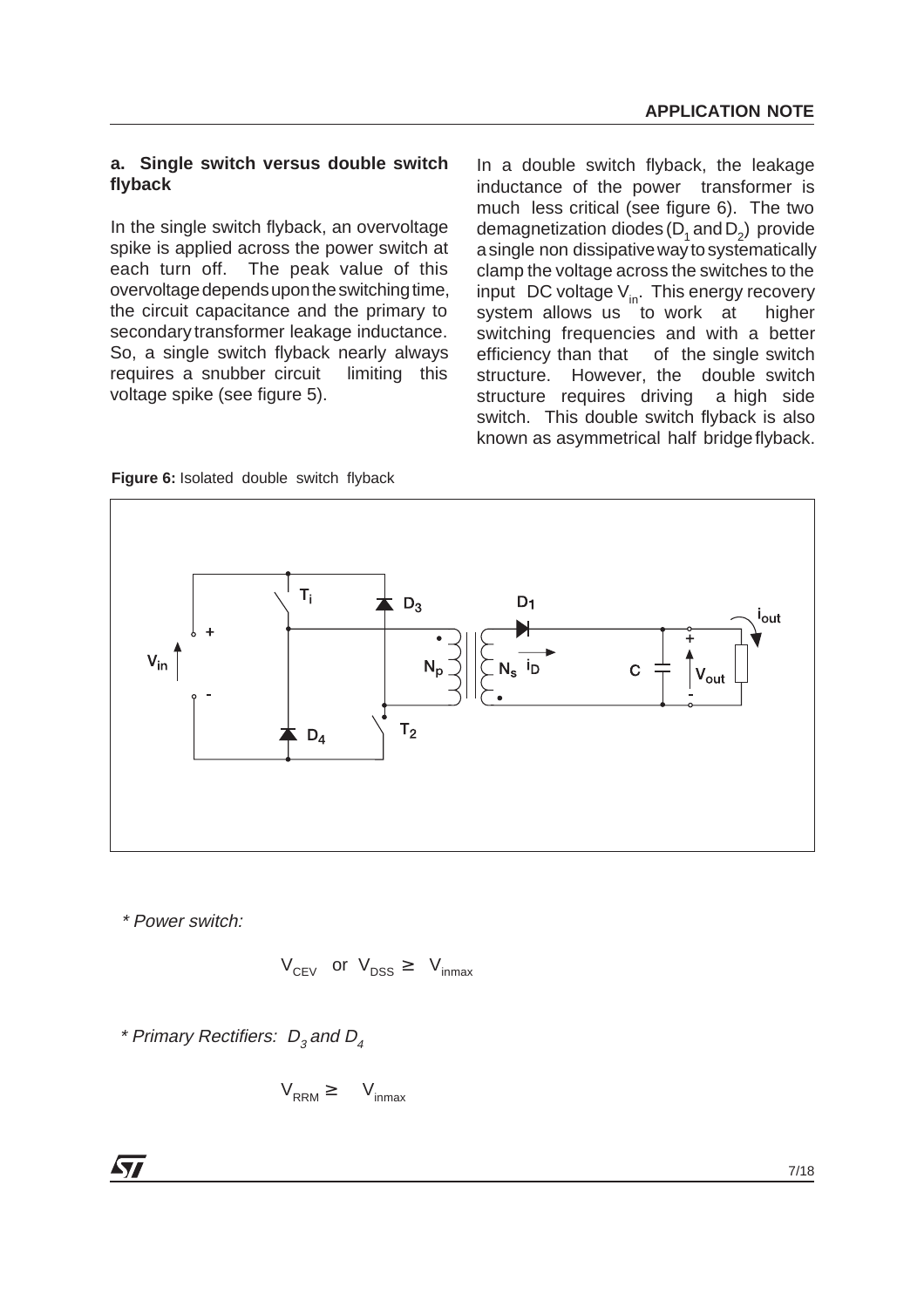### a. Single switch versus double switch flyback

In the single switch flyback, an overvoltage spike is applied across the power switch at each turn off. The peak value of this overvoltage depends upon the switching time, the circuit capacitance and the primary to secondary transformer leakage inductance. So, a single switch flyback nearly always requires a snubber circuit limiting this voltage spike (see figure 5).

In a double switch flyback, the leakage inductance of the power transformer is much less critical (see figure 6). The two demagnetization diodes ($D_1$ and $D_2$) provide a single non dissipative way to systematically clamp the voltage across the switches to the input DC voltage $V_{in}$. This energy recovery system allows us to work at higher switching frequencies and with a better efficiency than that of the single switch structure. However, the double switch structure requires driving a high side switch. This double switch flyback is also known as asymmetrical half bridge flyback.

**Figure 6:** Isolated double switch flyback

*\* Power switch:*

$$V_{CEV} \text{ or } V_{DSS} \geq V_{inmax}$$

*\* Primary Rectifiers: $D_3$ and $D_4$*

$$V_{RRM} \geq V_{inmax}$$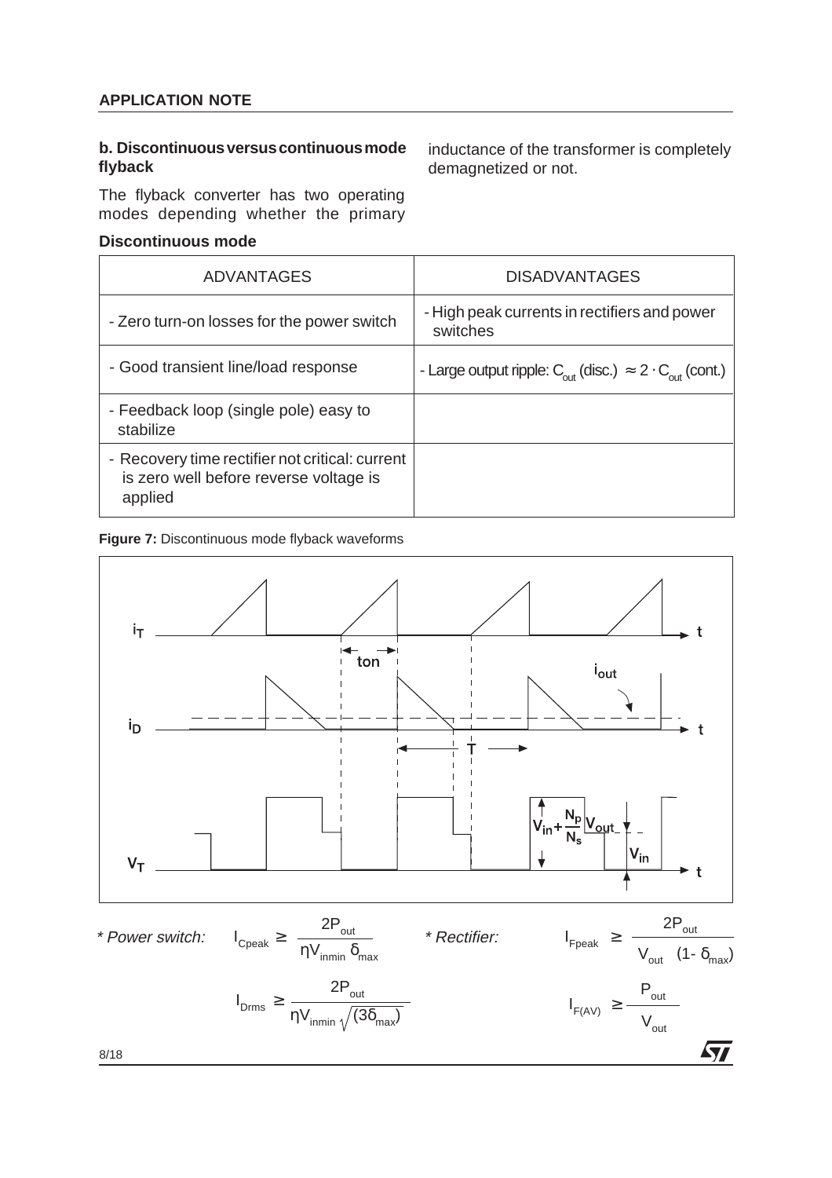### b. Discontinuous versus continuous mode flyback

The flyback converter has two operating modes depending whether the primary inductance of the transformer is completely demagnetized or not.

#### Discontinuous mode

| ADVANTAGES | DISADVANTAGES |
|---|---|
| - Zero turn-on losses for the power switch | - High peak currents in rectifiers and power switches |
| - Good transient line/load response | - Large output ripple: $C_{out}$ (disc.) $\approx 2 \cdot C_{out}$ (cont.) |
| - Feedback loop (single pole) easy to stabilize | |
| - Recovery time rectifier not critical: current is zero well before reverse voltage is applied | |

**Figure 7:** Discontinuous mode flyback waveforms

*\* Power switch:*

$$I_{Cpeak} \geq \frac{2P_{out}}{\eta V_{inmin}\, \delta_{max}}$$

$$I_{Drms} \geq \frac{2P_{out}}{\eta V_{inmin} \sqrt{(3\delta_{max})}}$$

*\* Rectifier:*

$$I_{Fpeak} \geq \frac{2P_{out}}{V_{out} \quad (1 - \delta_{max})}$$

$$I_{F(AV)} \geq \frac{P_{out}}{V_{out}}$$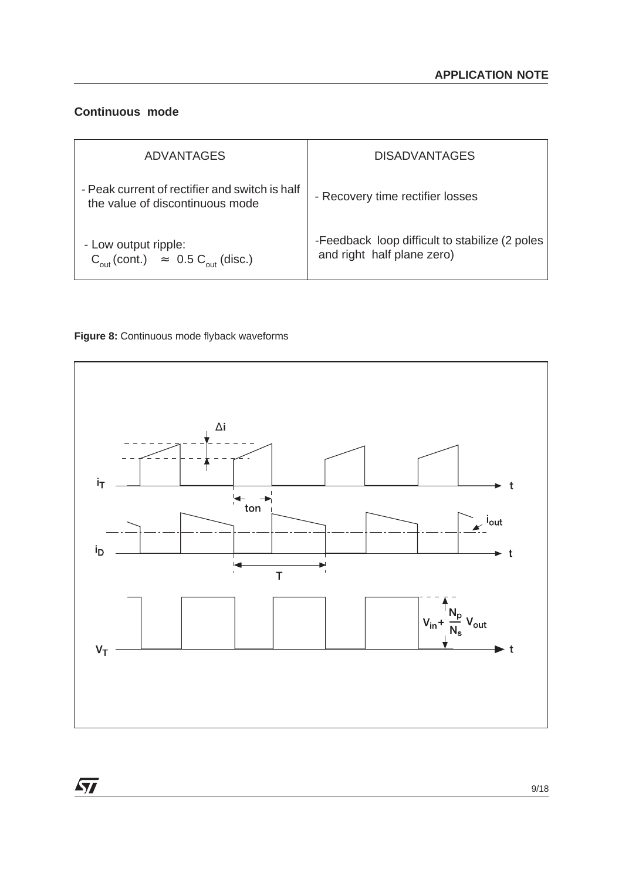### Continuous mode

| ADVANTAGES | DISADVANTAGES |
| --- | --- |
| - Peak current of rectifier and switch is half the value of discontinuous mode | - Recovery time rectifier losses |
| - Low output ripple: $C_{out}$ (cont.) $\approx$ 0.5 $C_{out}$ (disc.) | -Feedback loop difficult to stabilize (2 poles and right half plane zero) |

**Figure 8:** Continuous mode flyback waveforms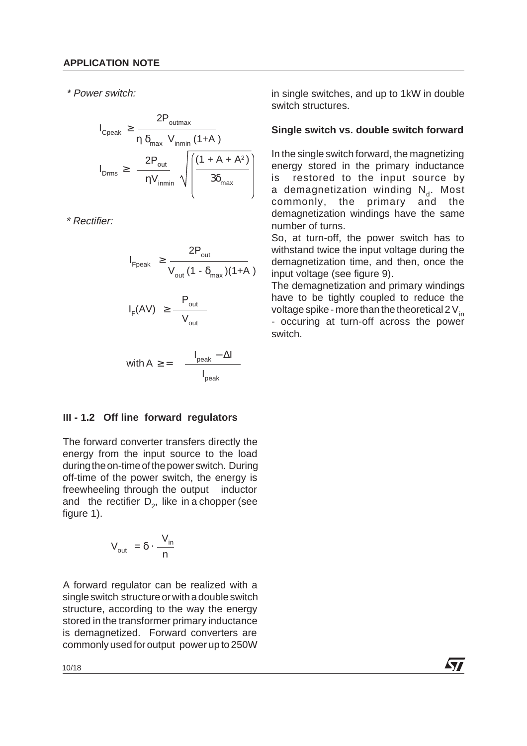*\* Power switch:*

$$I_{Cpeak} \geq \frac{2P_{outmax}}{\eta\ \delta_{max}\ V_{inmin}\ (1+A)}$$

$$I_{Drms} \geq \frac{2P_{out}}{\eta V_{inmin}} \sqrt{\left(\frac{(1 + A + A^2)}{3\delta_{max}}\right)}$$

*\* Rectifier:*

$$I_{Fpeak} \geq \frac{2P_{out}}{V_{out}\ (1 - \delta_{max})(1+A)}$$

$$I_F(AV) \geq \frac{P_{out}}{V_{out}}$$

$$\text{with } A \geq = \frac{I_{peak} - \Delta I}{I_{peak}}$$

### III - 1.2 Off line forward regulators

The forward converter transfers directly the energy from the input source to the load during the on-time of the power switch. During off-time of the power switch, the energy is freewheeling through the output inductor and the rectifier $D_2$, like in a chopper (see figure 1).

$$V_{out} = \delta \cdot \frac{V_{in}}{n}$$

A forward regulator can be realized with a single switch structure or with a double switch structure, according to the way the energy stored in the transformer primary inductance is demagnetized. Forward converters are commonly used for output power up to 250W in single switches, and up to 1kW in double switch structures.

**Single switch vs. double switch forward**

In the single switch forward, the magnetizing energy stored in the primary inductance is restored to the input source by a demagnetization winding $N_d$. Most commonly, the primary and the demagnetization windings have the same number of turns.

So, at turn-off, the power switch has to withstand twice the input voltage during the demagnetization time, and then, once the input voltage (see figure 9).

The demagnetization and primary windings have to be tightly coupled to reduce the voltage spike - more than the theoretical $2V_{in}$ - occuring at turn-off across the power switch.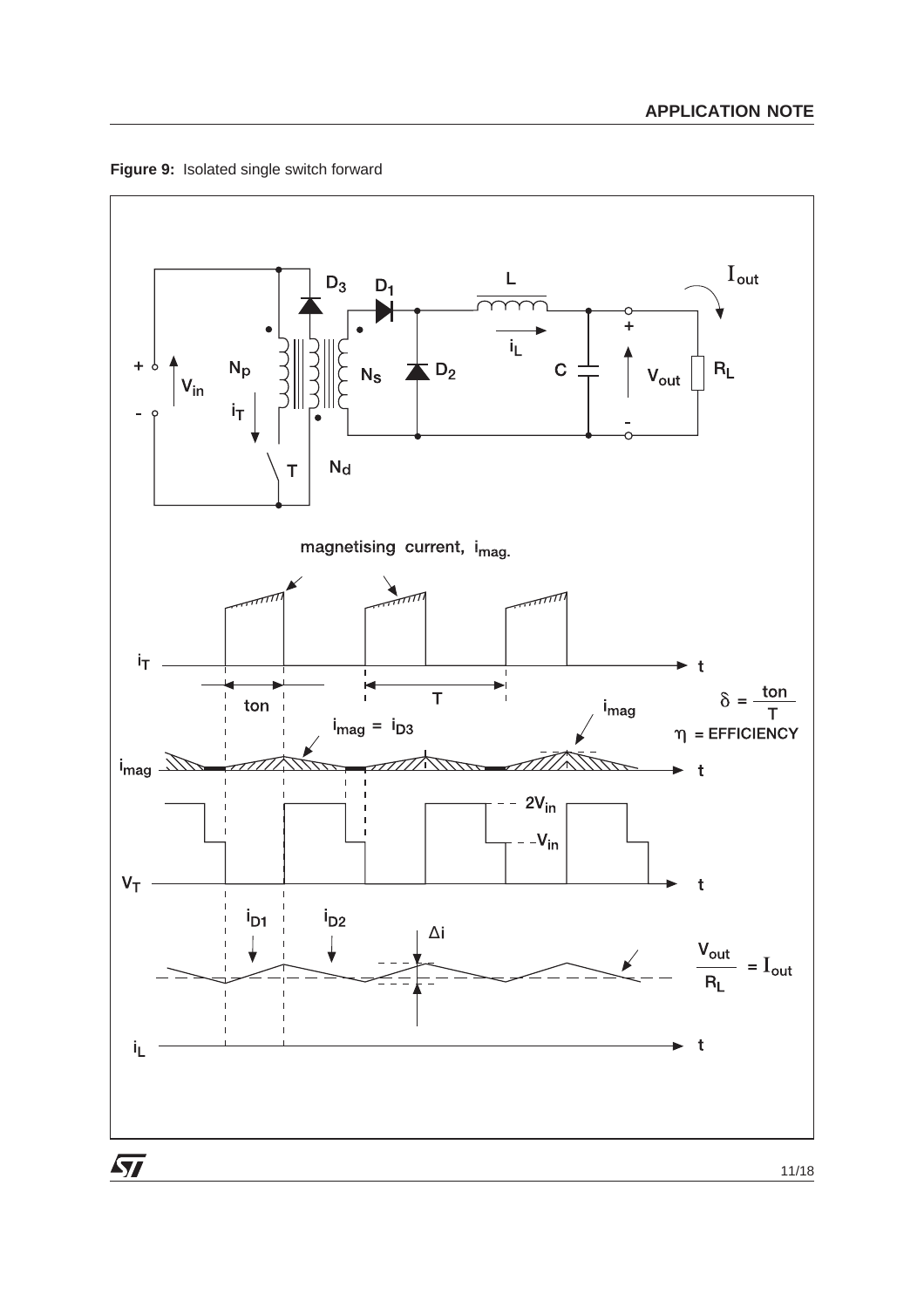**Figure 9:** Isolated single switch forward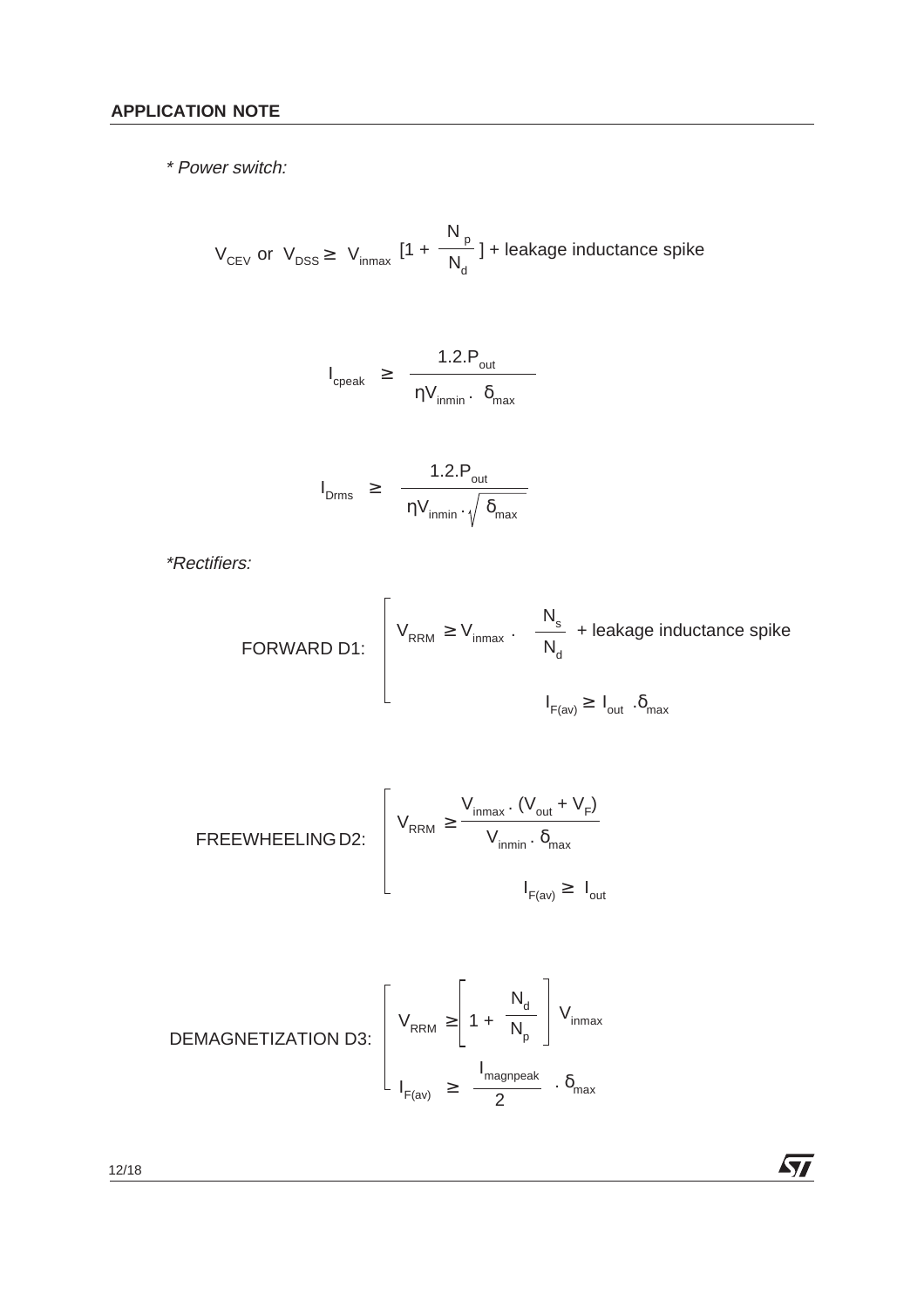*\* Power switch:*

$$V_{CEV} \text{ or } V_{DSS} \geq V_{inmax} \left[1 + \frac{N_p}{N_d}\right] + \text{leakage inductance spike}$$

$$I_{cpeak} \geq \frac{1.2.P_{out}}{\eta V_{inmin} . \delta_{max}}$$

$$I_{Drms} \geq \frac{1.2.P_{out}}{\eta V_{inmin} . \sqrt{\delta_{max}}}$$

*\*Rectifiers:*

FORWARD D1:

$$V_{RRM} \geq V_{inmax} . \frac{N_s}{N_d} + \text{leakage inductance spike}$$

$$I_{F(av)} \geq I_{out} . \delta_{max}$$

FREEWHEELING D2:

$$V_{RRM} \geq \frac{V_{inmax} . (V_{out} + V_F)}{V_{inmin} . \delta_{max}}$$

$$I_{F(av)} \geq I_{out}$$

DEMAGNETIZATION D3:

$$V_{RRM} \geq \left[1 + \frac{N_d}{N_p}\right] V_{inmax}$$

$$I_{F(av)} \geq \frac{I_{magnpeak}}{2} . \delta_{max}$$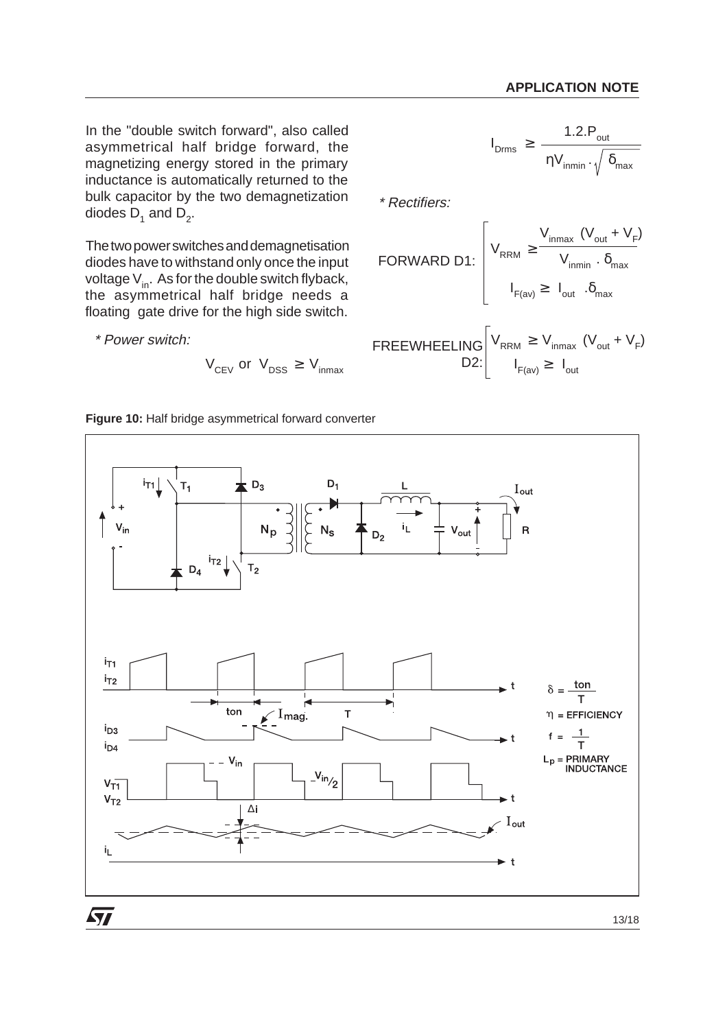In the "double switch forward", also called asymmetrical half bridge forward, the magnetizing energy stored in the primary inductance is automatically returned to the bulk capacitor by the two demagnetization diodes $D_1$ and $D_2$.

The two power switches and demagnetisation diodes have to withstand only once the input voltage $V_{in}$. As for the double switch flyback, the asymmetrical half bridge needs a floating gate drive for the high side switch.

*\* Power switch:*

$$V_{CEV} \text{ or } V_{DSS} \geq V_{inmax}$$

$$I_{Drms} \geq \frac{1.2.P_{out}}{\eta V_{inmin} \cdot \sqrt{\delta_{max}}}$$

*\* Rectifiers:*

FORWARD D1:

$$V_{RRM} \geq \frac{V_{inmax}\ (V_{out} + V_F)}{V_{inmin} \cdot \delta_{max}}$$

$$I_{F(av)} \geq I_{out} \cdot \delta_{max}$$

FREEWHEELING D2:

$$V_{RRM} \geq V_{inmax}\ (V_{out} + V_F)$$

$$I_{F(av)} \geq I_{out}$$

**Figure 10:** Half bridge asymmetrical forward converter

$\delta = \frac{ton}{T}$

$\eta$ = EFFICIENCY

$f = \frac{1}{T}$

$L_P$ = PRIMARY INDUCTANCE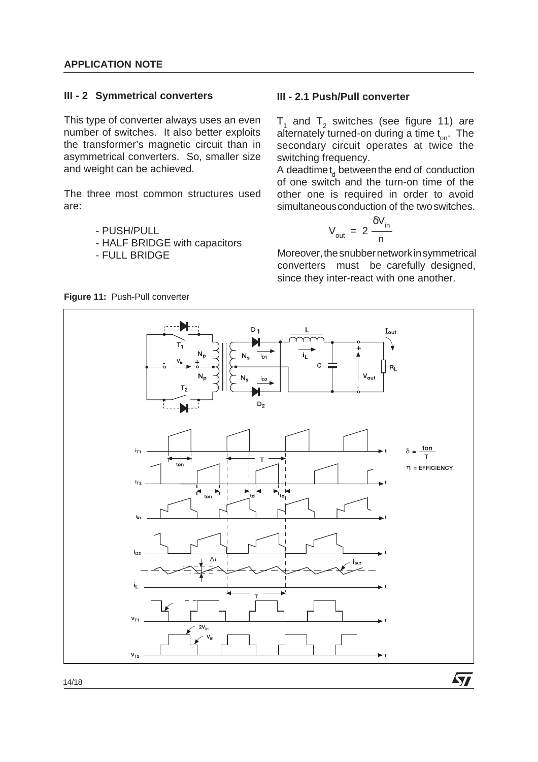## III - 2 Symmetrical converters

This type of converter always uses an even number of switches. It also better exploits the transformer's magnetic circuit than in asymmetrical converters. So, smaller size and weight can be achieved.

The three most common structures used are:

- PUSH/PULL
- HALF BRIDGE with capacitors
- FULL BRIDGE

### III - 2.1 Push/Pull converter

$T_1$ and $T_2$ switches (see figure 11) are alternately turned-on during a time $t_{on}$. The secondary circuit operates at twice the switching frequency.

A deadtime $t_d$ between the end of conduction of one switch and the turn-on time of the other one is required in order to avoid simultaneous conduction of the two switches.

$$V_{out} = 2\,\frac{\delta V_{in}}{n}$$

Moreover, the snubber network in symmetrical converters must be carefully designed, since they inter-react with one another.

**Figure 11:** Push-Pull converter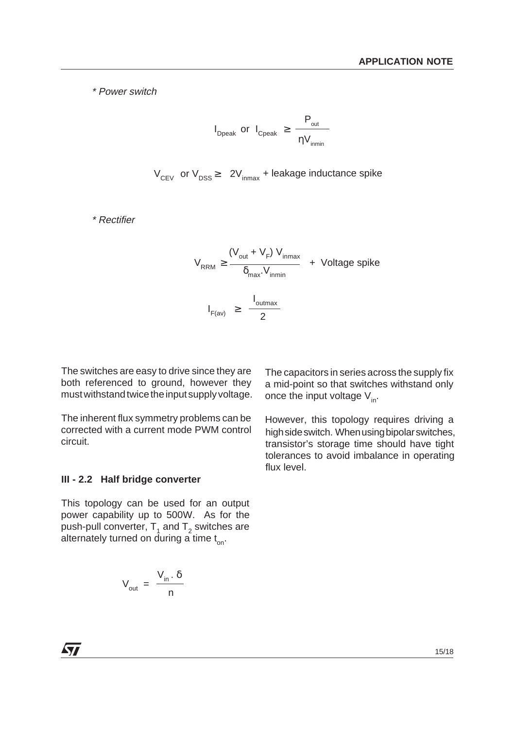*\* Power switch*

$$I_{Dpeak} \text{ or } I_{Cpeak} \geq \frac{P_{out}}{\eta V_{inmin}}$$

$$V_{CEV} \text{ or } V_{DSS} \geq 2V_{inmax} + \text{leakage inductance spike}$$

*\* Rectifier*

$$V_{RRM} \geq \frac{(V_{out} + V_F)\, V_{inmax}}{\delta_{max}.V_{inmin}} + \text{Voltage spike}$$

$$I_{F(av)} \geq \frac{I_{outmax}}{2}$$

The switches are easy to drive since they are both referenced to ground, however they must withstand twice the input supply voltage.

The inherent flux symmetry problems can be corrected with a current mode PWM control circuit.

### III - 2.2 Half bridge converter

This topology can be used for an output power capability up to 500W. As for the push-pull converter, $T_1$ and $T_2$ switches are alternately turned on during a time $t_{on}$.

$$V_{out} = \frac{V_{in} . \delta}{n}$$

The capacitors in series across the supply fix a mid-point so that switches withstand only once the input voltage $V_{in}$.

However, this topology requires driving a high side switch. When using bipolar switches, transistor's storage time should have tight tolerances to avoid imbalance in operating flux level.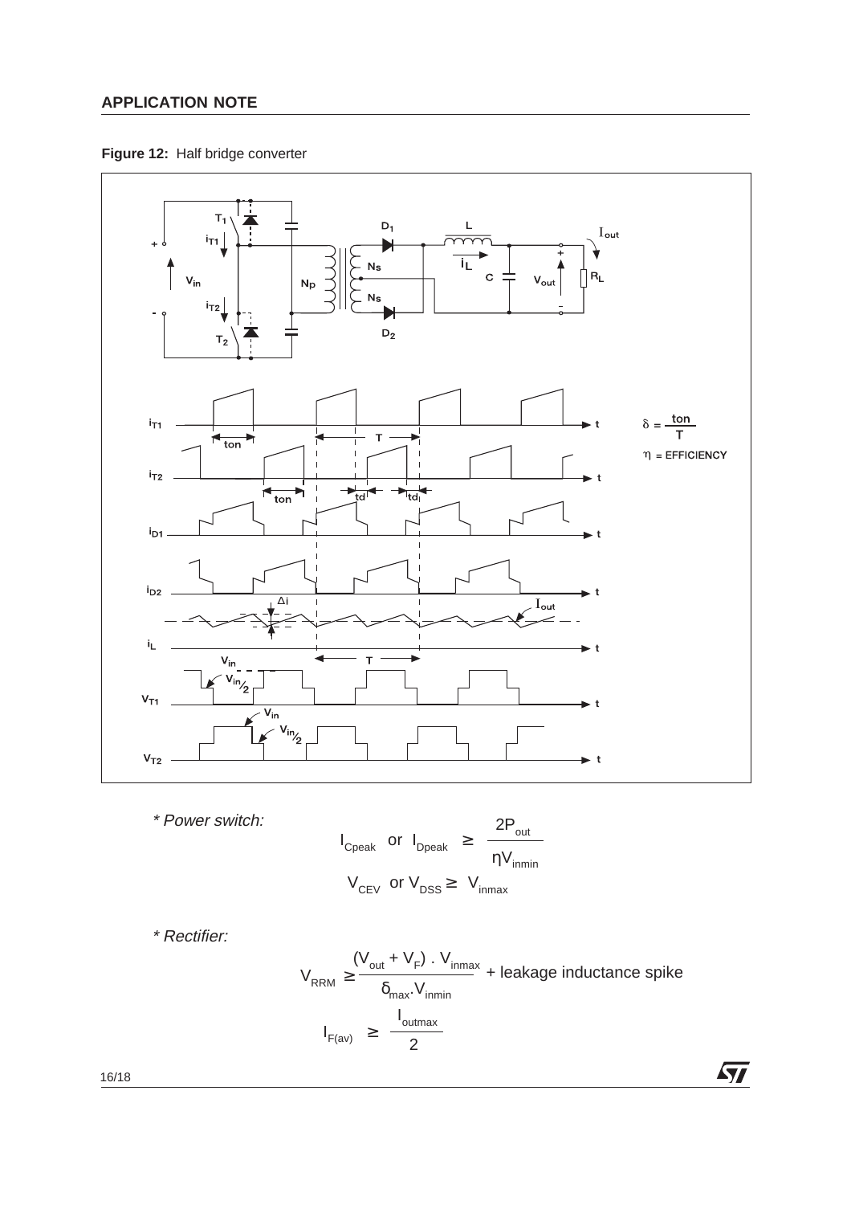**Figure 12:** Half bridge converter

*\* Power switch:*

$$I_{Cpeak} \text{ or } I_{Dpeak} \geq \frac{2P_{out}}{\eta V_{inmin}}$$

$$V_{CEV} \text{ or } V_{DSS} \geq V_{inmax}$$

*\* Rectifier:*

$$V_{RRM} \geq \frac{(V_{out} + V_F) \cdot V_{inmax}}{\delta_{max} \cdot V_{inmin}} + \text{leakage inductance spike}$$

$$I_{F(av)} \geq \frac{I_{outmax}}{2}$$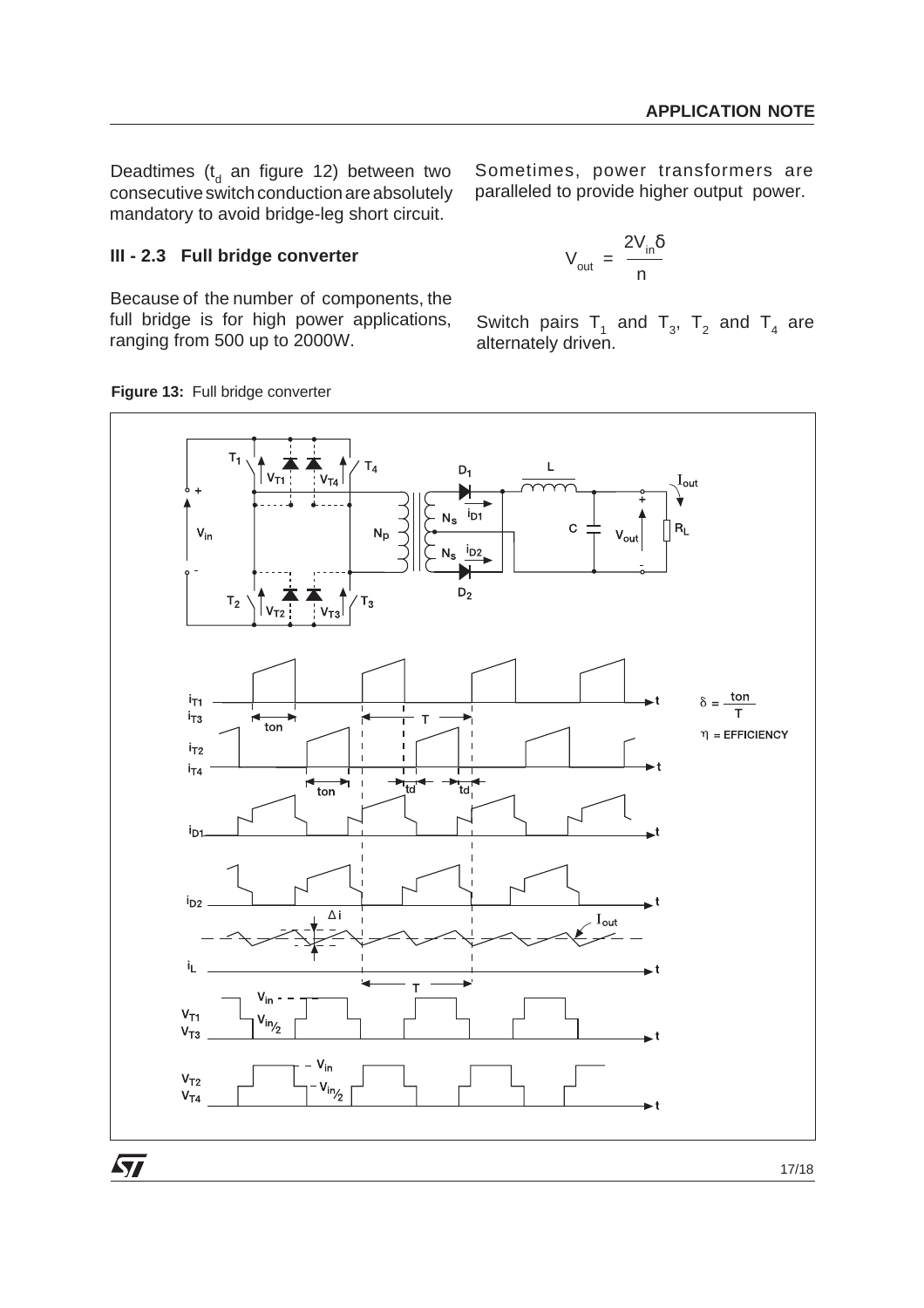Deadtimes ($t_d$ an figure 12) between two consecutive switch conduction are absolutely mandatory to avoid bridge-leg short circuit.

### III - 2.3 Full bridge converter

Because of the number of components, the full bridge is for high power applications, ranging from 500 up to 2000W.

Sometimes, power transformers are paralleled to provide higher output power.

$$V_{out} = \frac{2V_{in}\delta}{n}$$

Switch pairs $T_1$ and $T_3$, $T_2$ and $T_4$ are alternately driven.

**Figure 13:** Full bridge converter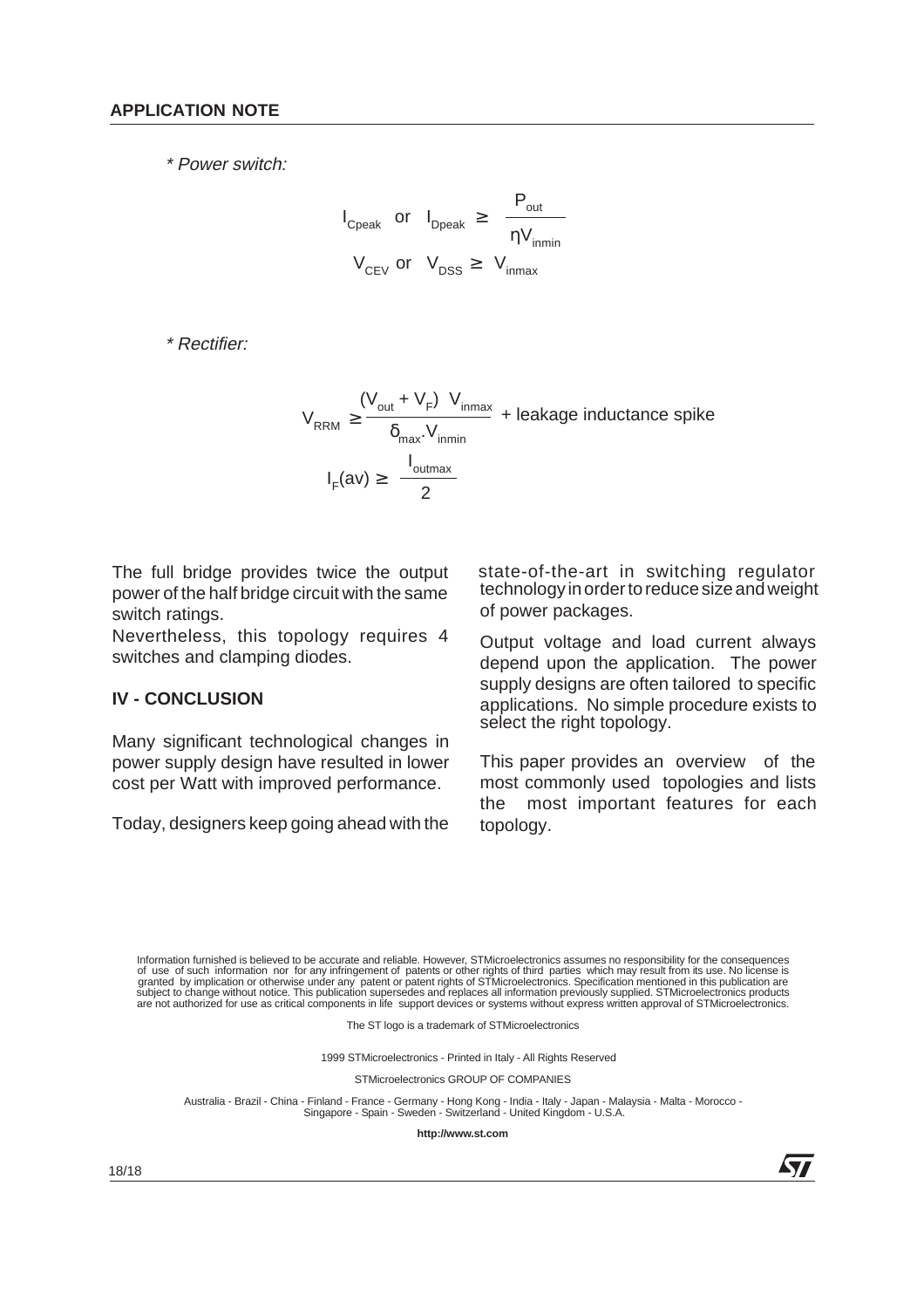*\* Power switch:*

$$I_{Cpeak} \text{ or } I_{Dpeak} \geq \frac{P_{out}}{\eta V_{inmin}}$$

$$V_{CEV} \text{ or } V_{DSS} \geq V_{inmax}$$

*\* Rectifier:*

$$V_{RRM} \geq \frac{(V_{out} + V_F)\ V_{inmax}}{\delta_{max} . V_{inmin}} + \text{leakage inductance spike}$$

$$I_F(av) \geq \frac{I_{outmax}}{2}$$

The full bridge provides twice the output power of the half bridge circuit with the same switch ratings.

Nevertheless, this topology requires 4 switches and clamping diodes.

## IV - CONCLUSION

Many significant technological changes in power supply design have resulted in lower cost per Watt with improved performance.

Today, designers keep going ahead with the state-of-the-art in switching regulator technology in order to reduce size and weight of power packages.

Output voltage and load current always depend upon the application. The power supply designs are often tailored to specific applications. No simple procedure exists to select the right topology.

This paper provides an overview of the most commonly used topologies and lists the most important features for each topology.

Information furnished is believed to be accurate and reliable. However, STMicroelectronics assumes no responsibility for the consequences of use of such information nor for any infringement of patents or other rights of third parties which may result from its use. No license is granted by implication or otherwise under any patent or patent rights of STMicroelectronics. Specification mentioned in this publication are subject to change without notice. This publication supersedes and replaces all information previously supplied. STMicroelectronics products are not authorized for use as critical components in life support devices or systems without express written approval of STMicroelectronics.

The ST logo is a trademark of STMicroelectronics

1999 STMicroelectronics - Printed in Italy - All Rights Reserved

STMicroelectronics GROUP OF COMPANIES

Australia - Brazil - China - Finland - France - Germany - Hong Kong - India - Italy - Japan - Malaysia - Malta - Morocco - Singapore - Spain - Sweden - Switzerland - United Kingdom - U.S.A.

**http://www.st.com**